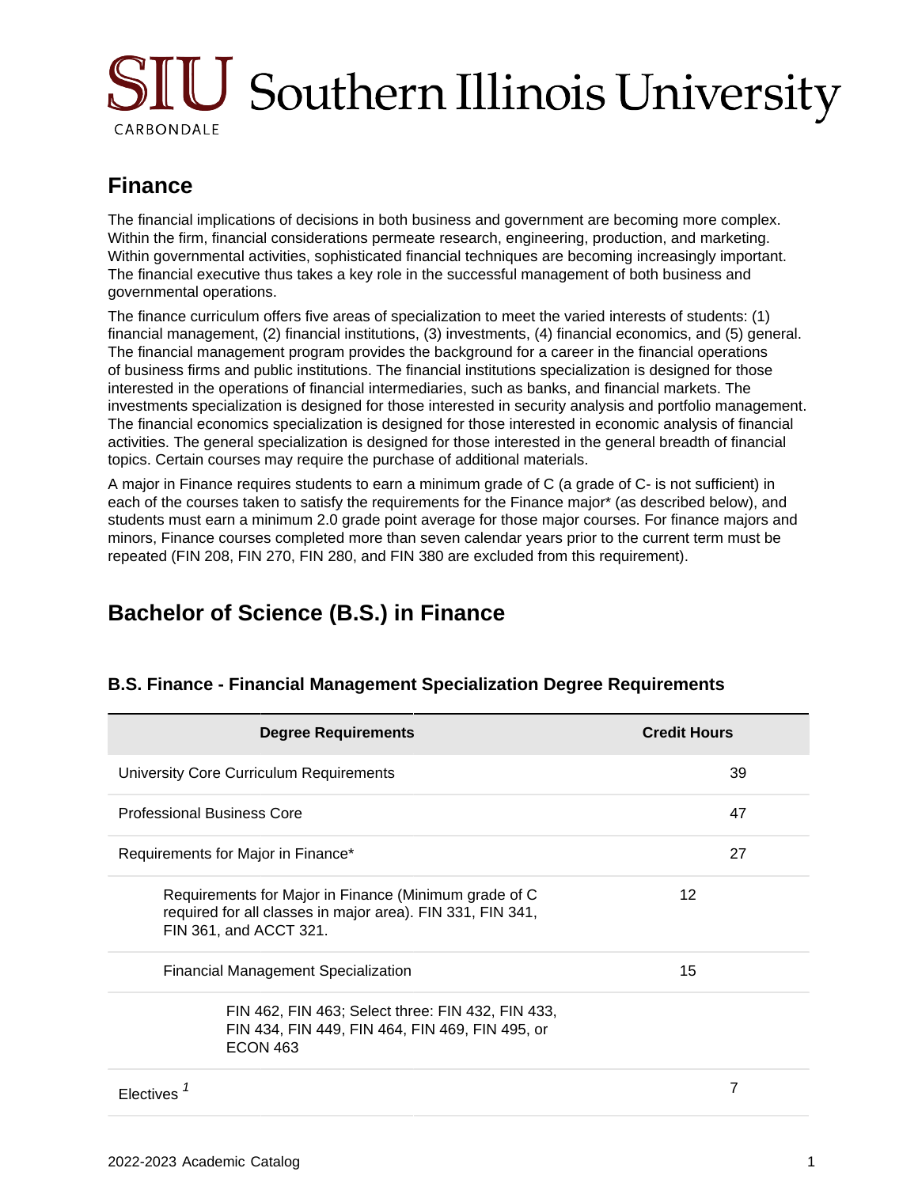# Finance

The financial implications of decisions in both business and government are becoming more complex. Within the firm, financial considerations permeate research, engineering, production, and marketing. Within governmental activities, sophisticated financial techniques are becoming increasingly important. The financial executive thus takes a key role in the successful management of both business and governmental operations.

The finance curriculum offers five areas of specialization to meet the varied interests of students: (1) financial management, (2) financial institutions, (3) investments, (4) financial economics, and (5) general. The financial management program provides the background for a career in the financial operations of business firms and public institutions. The financial institutions specialization is designed for those interested in the operations of financial intermediaries, such as banks, and financial markets. The investments specialization is designed for those interested in security analysis and portfolio management. The financial economics specialization is designed for those interested in economic analysis of financial activities. The general specialization is designed for those interested in the general breadth of financial topics. Certain courses may require the purchase of additional materials.

A major in Finance requires students to earn a minimum grade of C (a grade of C- is not sufficient) in each of the courses taken to satisfy the requirements for the Finance major* (as described below), and students must earn a minimum 2.0 grade point average for those major courses. For finance majors and minors, Finance courses completed more than seven calendar years prior to the current term must be repeated (FIN 208, FIN 270, FIN 280, and FIN 380 are excluded from this requirement).

## Bachelor of Science (B.S.) in Finance

### B.S. Finance - Financial Management Specialization Degree Requirements

| Degree Requirements | | Credit Hours |
|---|---|---|
| University Core Curriculum Requirements | | 39 |
| Professional Business Core | | 47 |
| Requirements for Major in Finance* | | 27 |
| Requirements for Major in Finance (Minimum grade of C required for all classes in major area). FIN 331, FIN 341, FIN 361, and ACCT 321. | 12 | |
| Financial Management Specialization | 15 | |
| FIN 462, FIN 463; Select three: FIN 432, FIN 433, FIN 434, FIN 449, FIN 464, FIN 469, FIN 495, or ECON 463 | | |
| Electives [1] | | 7 |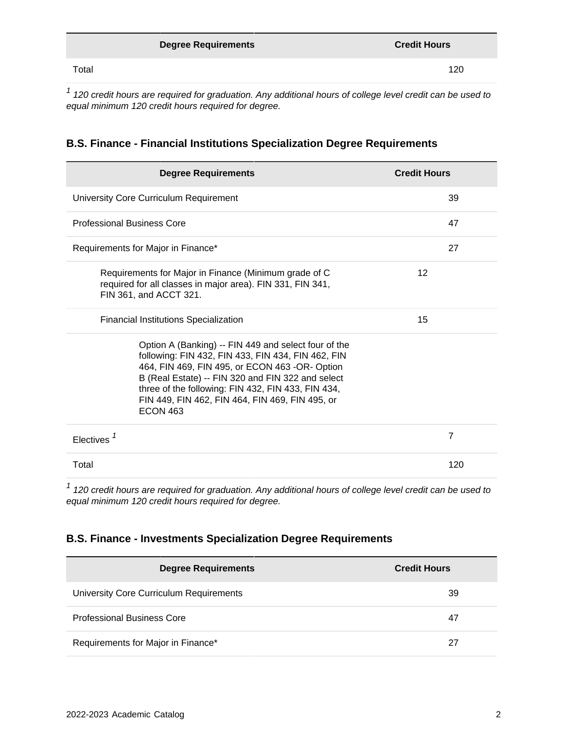| Degree Requirements | Credit Hours |
| --- | --- |
| Total | 120 |

[1] *120 credit hours are required for graduation. Any additional hours of college level credit can be used to equal minimum 120 credit hours required for degree.*

### B.S. Finance - Financial Institutions Specialization Degree Requirements

| Degree Requirements | | Credit Hours |
| --- | --- | --- |
| University Core Curriculum Requirement | | 39 |
| Professional Business Core | | 47 |
| Requirements for Major in Finance* | | 27 |
| Requirements for Major in Finance (Minimum grade of C required for all classes in major area). FIN 331, FIN 341, FIN 361, and ACCT 321. | 12 | |
| Financial Institutions Specialization | 15 | |
| Option A (Banking) -- FIN 449 and select four of the following: FIN 432, FIN 433, FIN 434, FIN 462, FIN 464, FIN 469, FIN 495, or ECON 463 -OR- Option B (Real Estate) -- FIN 320 and FIN 322 and select three of the following: FIN 432, FIN 433, FIN 434, FIN 449, FIN 462, FIN 464, FIN 469, FIN 495, or ECON 463 | | |
| Electives [1] | | 7 |
| Total | | 120 |

[1] *120 credit hours are required for graduation. Any additional hours of college level credit can be used to equal minimum 120 credit hours required for degree.*

### B.S. Finance - Investments Specialization Degree Requirements

| Degree Requirements | Credit Hours |
| --- | --- |
| University Core Curriculum Requirements | 39 |
| Professional Business Core | 47 |
| Requirements for Major in Finance* | 27 |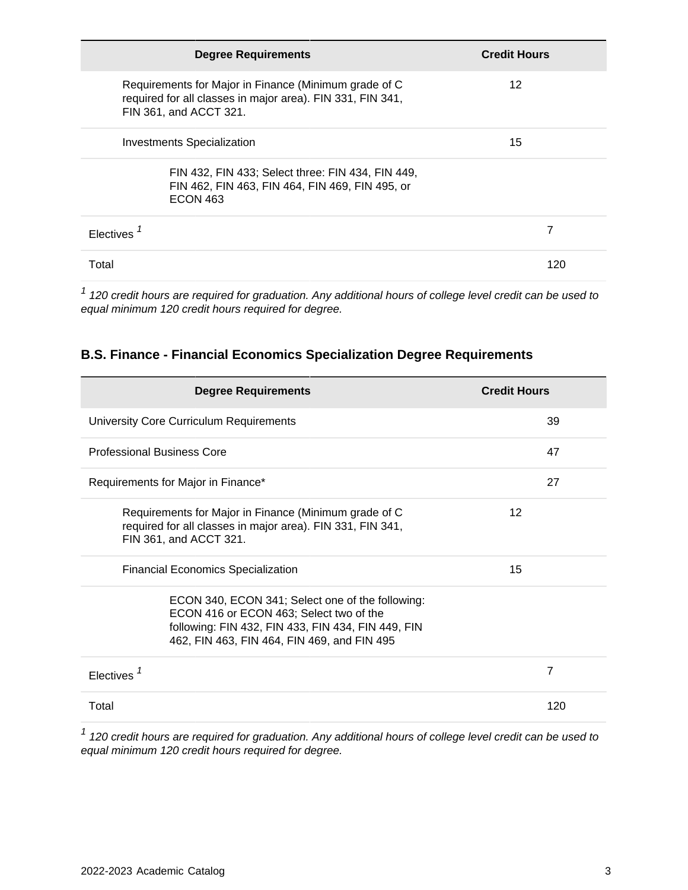| Degree Requirements | Credit Hours | |
|---|---|---|
| Requirements for Major in Finance (Minimum grade of C required for all classes in major area). FIN 331, FIN 341, FIN 361, and ACCT 321. | 12 | |
| Investments Specialization | 15 | |
| FIN 432, FIN 433; Select three: FIN 434, FIN 449, FIN 462, FIN 463, FIN 464, FIN 469, FIN 495, or ECON 463 | | |
| Electives [1] | | 7 |
| Total | | 120 |

*[1] 120 credit hours are required for graduation. Any additional hours of college level credit can be used to equal minimum 120 credit hours required for degree.*

### B.S. Finance - Financial Economics Specialization Degree Requirements

| Degree Requirements | Credit Hours | |
|---|---|---|
| University Core Curriculum Requirements | | 39 |
| Professional Business Core | | 47 |
| Requirements for Major in Finance* | | 27 |
| Requirements for Major in Finance (Minimum grade of C required for all classes in major area). FIN 331, FIN 341, FIN 361, and ACCT 321. | 12 | |
| Financial Economics Specialization | 15 | |
| ECON 340, ECON 341; Select one of the following: ECON 416 or ECON 463; Select two of the following: FIN 432, FIN 433, FIN 434, FIN 449, FIN 462, FIN 463, FIN 464, FIN 469, and FIN 495 | | |
| Electives [1] | | 7 |
| Total | | 120 |

*[1] 120 credit hours are required for graduation. Any additional hours of college level credit can be used to equal minimum 120 credit hours required for degree.*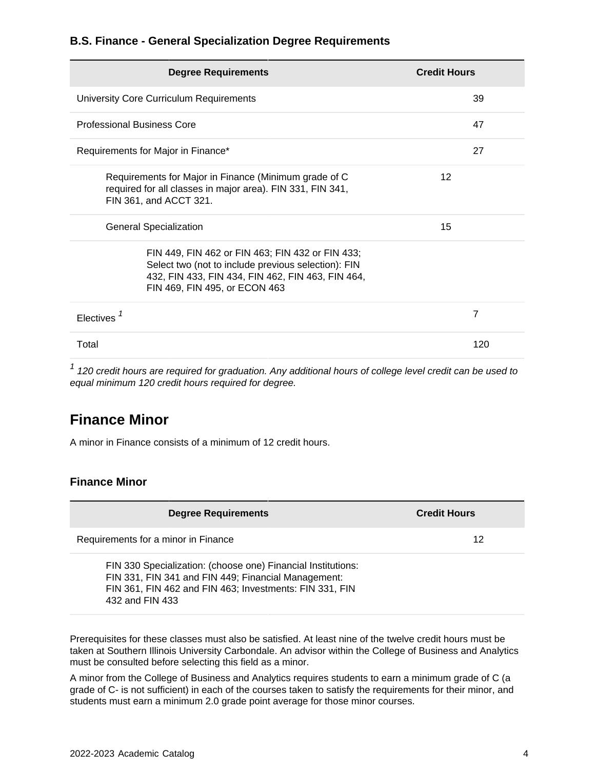### B.S. Finance - General Specialization Degree Requirements

| Degree Requirements | | Credit Hours |
| --- | --- | --- |
| University Core Curriculum Requirements | | 39 |
| Professional Business Core | | 47 |
| Requirements for Major in Finance* | | 27 |
| Requirements for Major in Finance (Minimum grade of C required for all classes in major area). FIN 331, FIN 341, FIN 361, and ACCT 321. | 12 | |
| General Specialization | 15 | |
| FIN 449, FIN 462 or FIN 463; FIN 432 or FIN 433; Select two (not to include previous selection): FIN 432, FIN 433, FIN 434, FIN 462, FIN 463, FIN 464, FIN 469, FIN 495, or ECON 463 | | |
| Electives [1] | | 7 |
| Total | | 120 |

[1] *120 credit hours are required for graduation. Any additional hours of college level credit can be used to equal minimum 120 credit hours required for degree.*

## Finance Minor

A minor in Finance consists of a minimum of 12 credit hours.

### Finance Minor

| Degree Requirements | Credit Hours |
| --- | --- |
| Requirements for a minor in Finance | 12 |
| FIN 330 Specialization: (choose one) Financial Institutions: FIN 331, FIN 341 and FIN 449; Financial Management: FIN 361, FIN 462 and FIN 463; Investments: FIN 331, FIN 432 and FIN 433 | |

Prerequisites for these classes must also be satisfied. At least nine of the twelve credit hours must be taken at Southern Illinois University Carbondale. An advisor within the College of Business and Analytics must be consulted before selecting this field as a minor.

A minor from the College of Business and Analytics requires students to earn a minimum grade of C (a grade of C- is not sufficient) in each of the courses taken to satisfy the requirements for their minor, and students must earn a minimum 2.0 grade point average for those minor courses.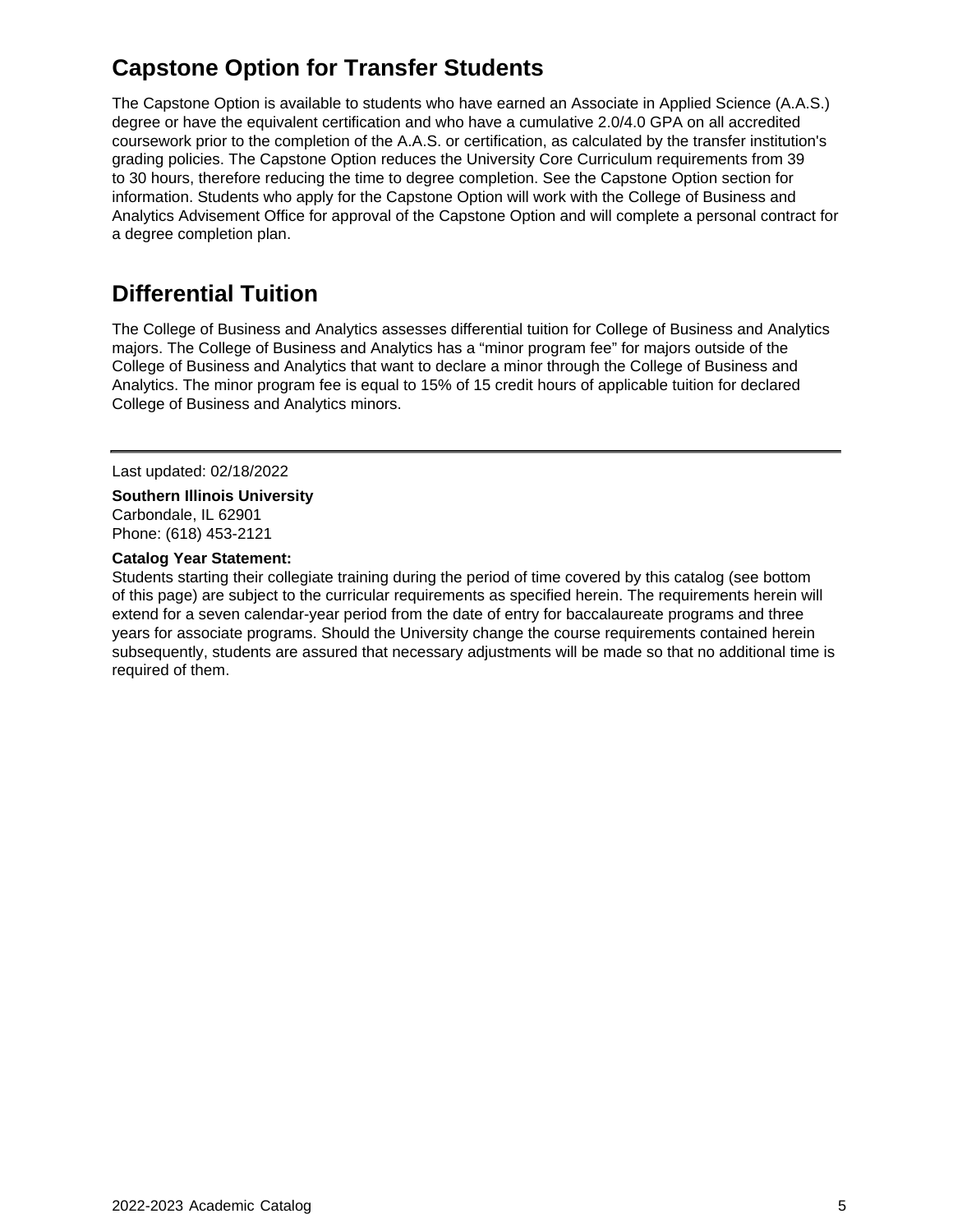## Capstone Option for Transfer Students

The Capstone Option is available to students who have earned an Associate in Applied Science (A.A.S.) degree or have the equivalent certification and who have a cumulative 2.0/4.0 GPA on all accredited coursework prior to the completion of the A.A.S. or certification, as calculated by the transfer institution's grading policies. The Capstone Option reduces the University Core Curriculum requirements from 39 to 30 hours, therefore reducing the time to degree completion. See the Capstone Option section for information. Students who apply for the Capstone Option will work with the College of Business and Analytics Advisement Office for approval of the Capstone Option and will complete a personal contract for a degree completion plan.

## Differential Tuition

The College of Business and Analytics assesses differential tuition for College of Business and Analytics majors. The College of Business and Analytics has a “minor program fee” for majors outside of the College of Business and Analytics that want to declare a minor through the College of Business and Analytics. The minor program fee is equal to 15% of 15 credit hours of applicable tuition for declared College of Business and Analytics minors.

---

Last updated: 02/18/2022

**Southern Illinois University**
Carbondale, IL 62901
Phone: (618) 453-2121

**Catalog Year Statement:**
Students starting their collegiate training during the period of time covered by this catalog (see bottom of this page) are subject to the curricular requirements as specified herein. The requirements herein will extend for a seven calendar-year period from the date of entry for baccalaureate programs and three years for associate programs. Should the University change the course requirements contained herein subsequently, students are assured that necessary adjustments will be made so that no additional time is required of them.

2022-2023 Academic Catalog